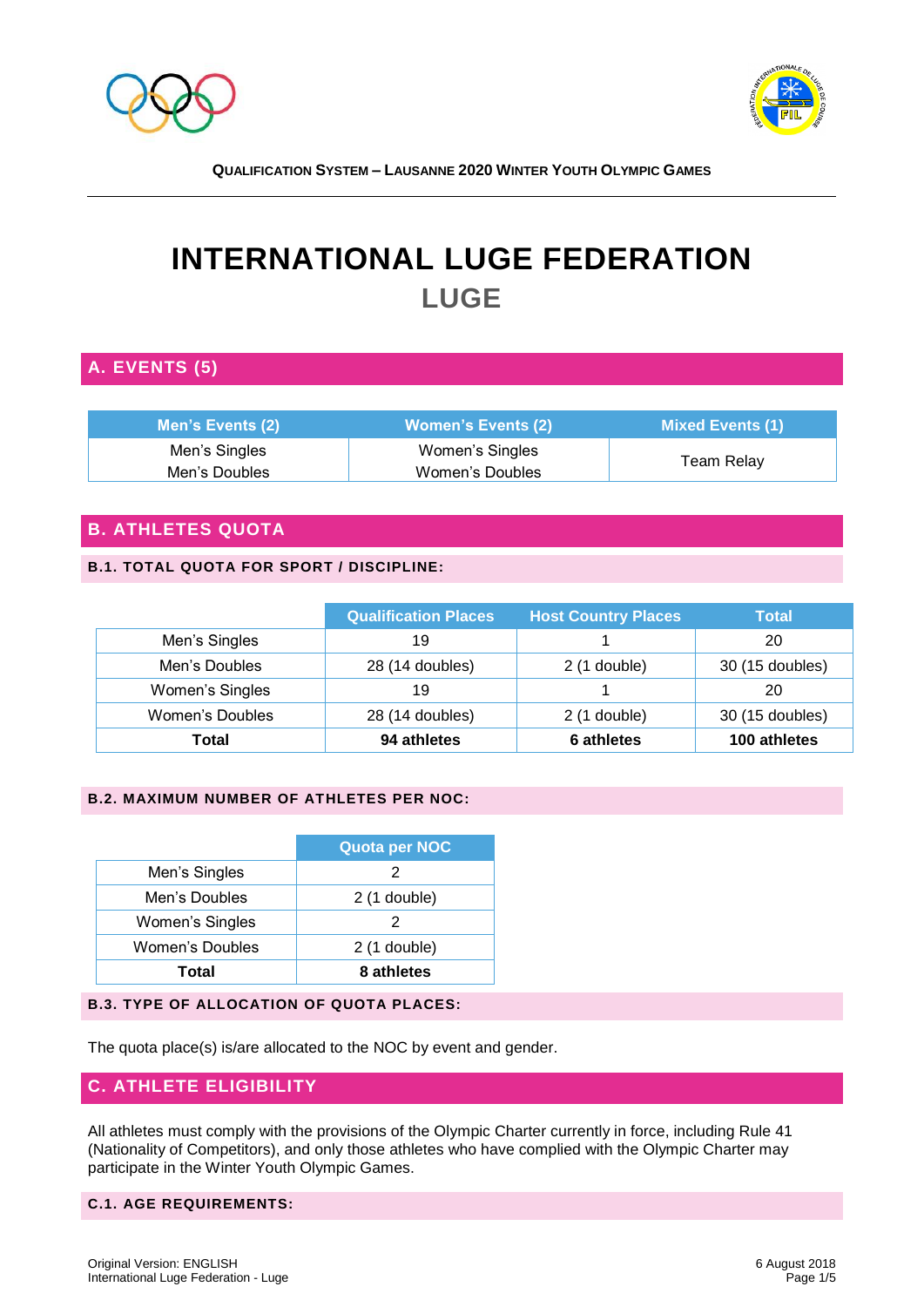# INTERNATIONAL LUGE FEDERATION

## LUGE

## A. EVENTS (5)

| Men's Events (2) | Women's Events (2) | Mixed Events (1) |
|---|---|---|
| Men's Singles<br>Men's Doubles | Women's Singles<br>Women's Doubles | Team Relay |

## B. ATHLETES QUOTA

### B.1. TOTAL QUOTA FOR SPORT / DISCIPLINE:

| | Qualification Places | Host Country Places | Total |
|---|---|---|---|
| Men's Singles | 19 | 1 | 20 |
| Men's Doubles | 28 (14 doubles) | 2 (1 double) | 30 (15 doubles) |
| Women's Singles | 19 | 1 | 20 |
| Women's Doubles | 28 (14 doubles) | 2 (1 double) | 30 (15 doubles) |
| **Total** | **94 athletes** | **6 athletes** | **100 athletes** |

### B.2. MAXIMUM NUMBER OF ATHLETES PER NOC:

| | Quota per NOC |
|---|---|
| Men's Singles | 2 |
| Men's Doubles | 2 (1 double) |
| Women's Singles | 2 |
| Women's Doubles | 2 (1 double) |
| **Total** | **8 athletes** |

### B.3. TYPE OF ALLOCATION OF QUOTA PLACES:

The quota place(s) is/are allocated to the NOC by event and gender.

## C. ATHLETE ELIGIBILITY

All athletes must comply with the provisions of the Olympic Charter currently in force, including Rule 41 (Nationality of Competitors), and only those athletes who have complied with the Olympic Charter may participate in the Winter Youth Olympic Games.

### C.1. AGE REQUIREMENTS: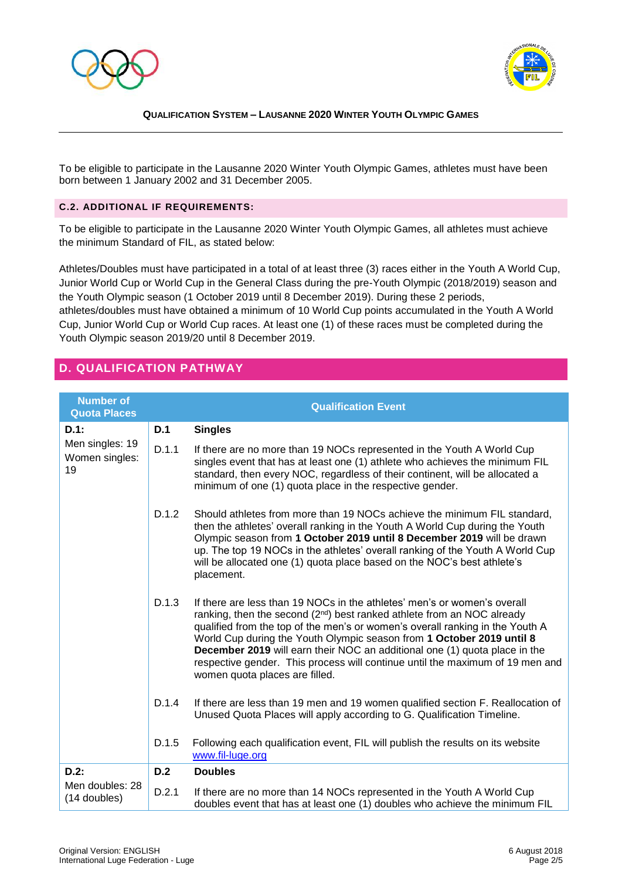To be eligible to participate in the Lausanne 2020 Winter Youth Olympic Games, athletes must have been born between 1 January 2002 and 31 December 2005.

### C.2. ADDITIONAL IF REQUIREMENTS:

To be eligible to participate in the Lausanne 2020 Winter Youth Olympic Games, all athletes must achieve the minimum Standard of FIL, as stated below:

Athletes/Doubles must have participated in a total of at least three (3) races either in the Youth A World Cup, Junior World Cup or World Cup in the General Class during the pre-Youth Olympic (2018/2019) season and the Youth Olympic season (1 October 2019 until 8 December 2019). During these 2 periods, athletes/doubles must have obtained a minimum of 10 World Cup points accumulated in the Youth A World Cup, Junior World Cup or World Cup races. At least one (1) of these races must be completed during the Youth Olympic season 2019/20 until 8 December 2019.

## D. QUALIFICATION PATHWAY

| Number of Quota Places | Qualification Event | |
|---|---|---|
| **D.1:** Men singles: 19 Women singles: 19 | **D.1** | **Singles** |
| | D.1.1 | If there are no more than 19 NOCs represented in the Youth A World Cup singles event that has at least one (1) athlete who achieves the minimum FIL standard, then every NOC, regardless of their continent, will be allocated a minimum of one (1) quota place in the respective gender. |
| | D.1.2 | Should athletes from more than 19 NOCs achieve the minimum FIL standard, then the athletes' overall ranking in the Youth A World Cup during the Youth Olympic season from **1 October 2019 until 8 December 2019** will be drawn up. The top 19 NOCs in the athletes' overall ranking of the Youth A World Cup will be allocated one (1) quota place based on the NOC's best athlete's placement. |
| | D.1.3 | If there are less than 19 NOCs in the athletes' men's or women's overall ranking, then the second (2nd) best ranked athlete from an NOC already qualified from the top of the men's or women's overall ranking in the Youth A World Cup during the Youth Olympic season from **1 October 2019 until 8 December 2019** will earn their NOC an additional one (1) quota place in the respective gender. This process will continue until the maximum of 19 men and women quota places are filled. |
| | D.1.4 | If there are less than 19 men and 19 women qualified section F. Reallocation of Unused Quota Places will apply according to G. Qualification Timeline. |
| | D.1.5 | Following each qualification event, FIL will publish the results on its website www.fil-luge.org |
| **D.2:** Men doubles: 28 (14 doubles) | **D.2** | **Doubles** |
| | D.2.1 | If there are no more than 14 NOCs represented in the Youth A World Cup doubles event that has at least one (1) doubles who achieve the minimum FIL |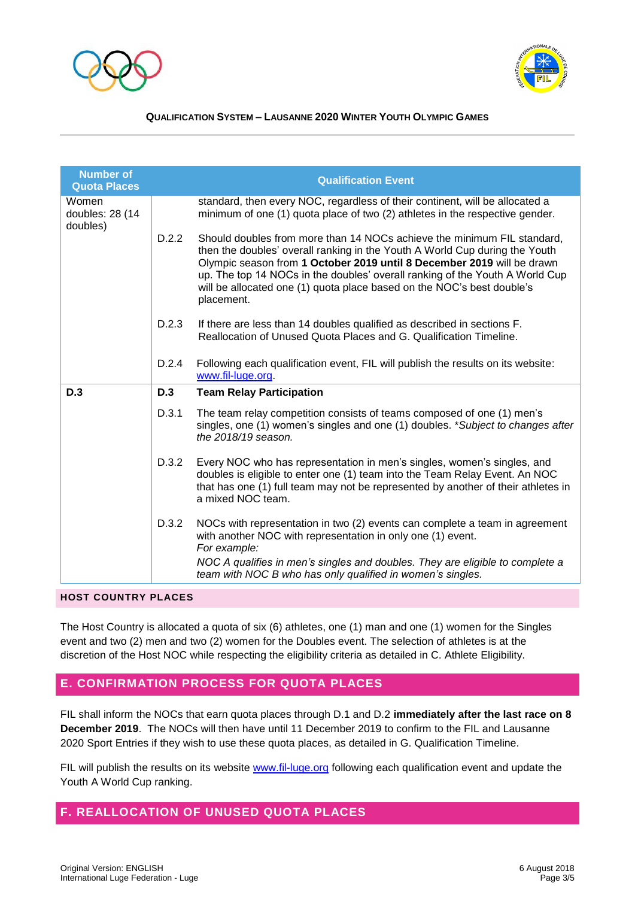| Number of Quota Places | | Qualification Event |
|---|---|---|
| Women doubles: 28 (14 doubles) | | standard, then every NOC, regardless of their continent, will be allocated a minimum of one (1) quota place of two (2) athletes in the respective gender. |
| | D.2.2 | Should doubles from more than 14 NOCs achieve the minimum FIL standard, then the doubles' overall ranking in the Youth A World Cup during the Youth Olympic season from **1 October 2019 until 8 December 2019** will be drawn up. The top 14 NOCs in the doubles' overall ranking of the Youth A World Cup will be allocated one (1) quota place based on the NOC's best double's placement. |
| | D.2.3 | If there are less than 14 doubles qualified as described in sections F. Reallocation of Unused Quota Places and G. Qualification Timeline. |
| | D.2.4 | Following each qualification event, FIL will publish the results on its website: www.fil-luge.org. |
| **D.3** | **D.3** | **Team Relay Participation** |
| | D.3.1 | The team relay competition consists of teams composed of one (1) men's singles, one (1) women's singles and one (1) doubles. **Subject to changes after the 2018/19 season.* |
| | D.3.2 | Every NOC who has representation in men's singles, women's singles, and doubles is eligible to enter one (1) team into the Team Relay Event. An NOC that has one (1) full team may not be represented by another of their athletes in a mixed NOC team. |
| | D.3.2 | NOCs with representation in two (2) events can complete a team in agreement with another NOC with representation in only one (1) event. *For example:* *NOC A qualifies in men's singles and doubles. They are eligible to complete a team with NOC B who has only qualified in women's singles.* |

**HOST COUNTRY PLACES**

The Host Country is allocated a quota of six (6) athletes, one (1) man and one (1) women for the Singles event and two (2) men and two (2) women for the Doubles event. The selection of athletes is at the discretion of the Host NOC while respecting the eligibility criteria as detailed in C. Athlete Eligibility.

## E. CONFIRMATION PROCESS FOR QUOTA PLACES

FIL shall inform the NOCs that earn quota places through D.1 and D.2 **immediately after the last race on 8 December 2019**. The NOCs will then have until 11 December 2019 to confirm to the FIL and Lausanne 2020 Sport Entries if they wish to use these quota places, as detailed in G. Qualification Timeline.

FIL will publish the results on its website www.fil-luge.org following each qualification event and update the Youth A World Cup ranking.

## F. REALLOCATION OF UNUSED QUOTA PLACES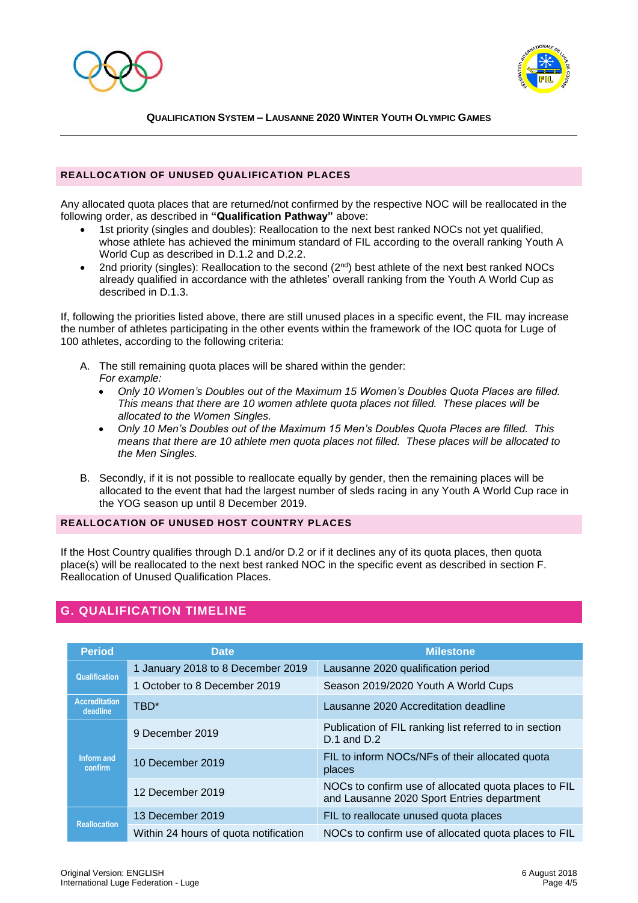### REALLOCATION OF UNUSED QUALIFICATION PLACES

Any allocated quota places that are returned/not confirmed by the respective NOC will be reallocated in the following order, as described in **"Qualification Pathway"** above:

- 1st priority (singles and doubles): Reallocation to the next best ranked NOCs not yet qualified, whose athlete has achieved the minimum standard of FIL according to the overall ranking Youth A World Cup as described in D.1.2 and D.2.2.
- 2nd priority (singles): Reallocation to the second (2nd) best athlete of the next best ranked NOCs already qualified in accordance with the athletes' overall ranking from the Youth A World Cup as described in D.1.3.

If, following the priorities listed above, there are still unused places in a specific event, the FIL may increase the number of athletes participating in the other events within the framework of the IOC quota for Luge of 100 athletes, according to the following criteria:

A. The still remaining quota places will be shared within the gender:
   *For example:*
   - *Only 10 Women's Doubles out of the Maximum 15 Women's Doubles Quota Places are filled. This means that there are 10 women athlete quota places not filled. These places will be allocated to the Women Singles.*
   - *Only 10 Men's Doubles out of the Maximum 15 Men's Doubles Quota Places are filled. This means that there are 10 athlete men quota places not filled. These places will be allocated to the Men Singles.*

B. Secondly, if it is not possible to reallocate equally by gender, then the remaining places will be allocated to the event that had the largest number of sleds racing in any Youth A World Cup race in the YOG season up until 8 December 2019.

### REALLOCATION OF UNUSED HOST COUNTRY PLACES

If the Host Country qualifies through D.1 and/or D.2 or if it declines any of its quota places, then quota place(s) will be reallocated to the next best ranked NOC in the specific event as described in section F. Reallocation of Unused Qualification Places.

## G. QUALIFICATION TIMELINE

| Period | Date | Milestone |
|---|---|---|
| Qualification | 1 January 2018 to 8 December 2019 | Lausanne 2020 qualification period |
| | 1 October to 8 December 2019 | Season 2019/2020 Youth A World Cups |
| Accreditation deadline | TBD* | Lausanne 2020 Accreditation deadline |
| Inform and confirm | 9 December 2019 | Publication of FIL ranking list referred to in section D.1 and D.2 |
| | 10 December 2019 | FIL to inform NOCs/NFs of their allocated quota places |
| | 12 December 2019 | NOCs to confirm use of allocated quota places to FIL and Lausanne 2020 Sport Entries department |
| Reallocation | 13 December 2019 | FIL to reallocate unused quota places |
| | Within 24 hours of quota notification | NOCs to confirm use of allocated quota places to FIL |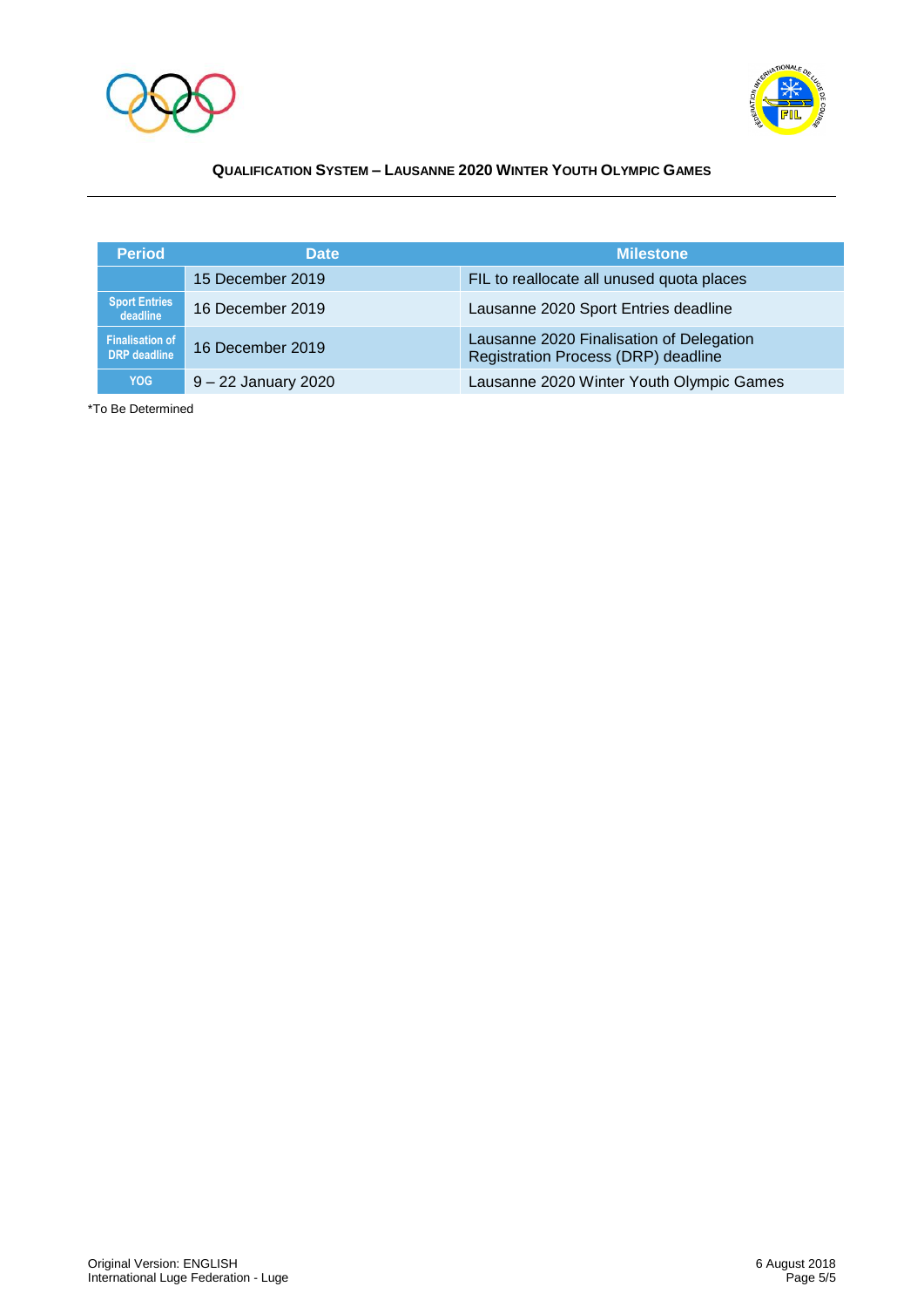| Period | Date | Milestone |
|---|---|---|
| | 15 December 2019 | FIL to reallocate all unused quota places |
| Sport Entries deadline | 16 December 2019 | Lausanne 2020 Sport Entries deadline |
| Finalisation of DRP deadline | 16 December 2019 | Lausanne 2020 Finalisation of Delegation Registration Process (DRP) deadline |
| YOG | 9 – 22 January 2020 | Lausanne 2020 Winter Youth Olympic Games |

*To Be Determined